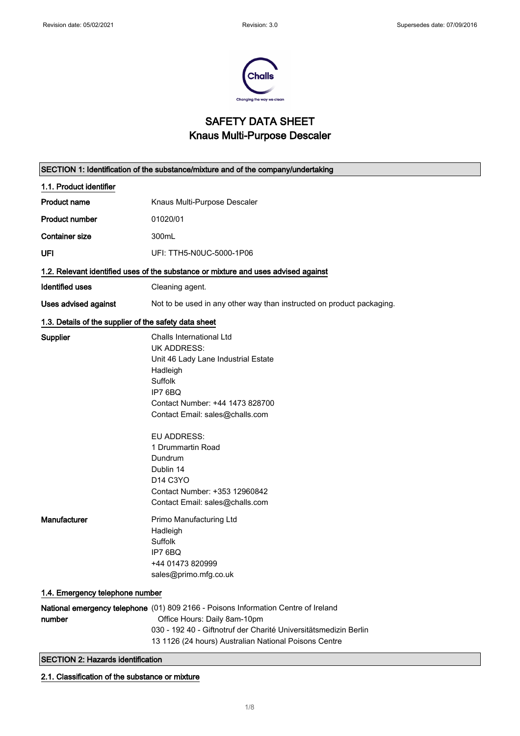Revision date: 05/02/2021 | Revision: 3.0 | Supersedes date: 07/09/2016

# SAFETY DATA SHEET
# Knaus Multi-Purpose Descaler

## SECTION 1: Identification of the substance/mixture and of the company/undertaking

### 1.1. Product identifier

| | |
|---|---|
| **Product name** | Knaus Multi-Purpose Descaler |
| **Product number** | 01020/01 |
| **Container size** | 300mL |
| **UFI** | UFI: TTH5-N0UC-5000-1P06 |

### 1.2. Relevant identified uses of the substance or mixture and uses advised against

| | |
|---|---|
| **Identified uses** | Cleaning agent. |
| **Uses advised against** | Not to be used in any other way than instructed on product packaging. |

### 1.3. Details of the supplier of the safety data sheet

**Supplier**

Challs International Ltd
UK ADDRESS:
Unit 46 Lady Lane Industrial Estate
Hadleigh
Suffolk
IP7 6BQ
Contact Number: +44 1473 828700
Contact Email: sales@challs.com

EU ADDRESS:
1 Drummartin Road
Dundrum
Dublin 14
D14 C3YO
Contact Number: +353 12960842
Contact Email: sales@challs.com

**Manufacturer**

Primo Manufacturing Ltd
Hadleigh
Suffolk
IP7 6BQ
+44 01473 820999
sales@primo.mfg.co.uk

### 1.4. Emergency telephone number

**National emergency telephone number**

(01) 809 2166 - Poisons Information Centre of Ireland
Office Hours: Daily 8am-10pm
030 - 192 40 - Giftnotruf der Charité Universitätsmedizin Berlin
13 1126 (24 hours) Australian National Poisons Centre

## SECTION 2: Hazards identification

### 2.1. Classification of the substance or mixture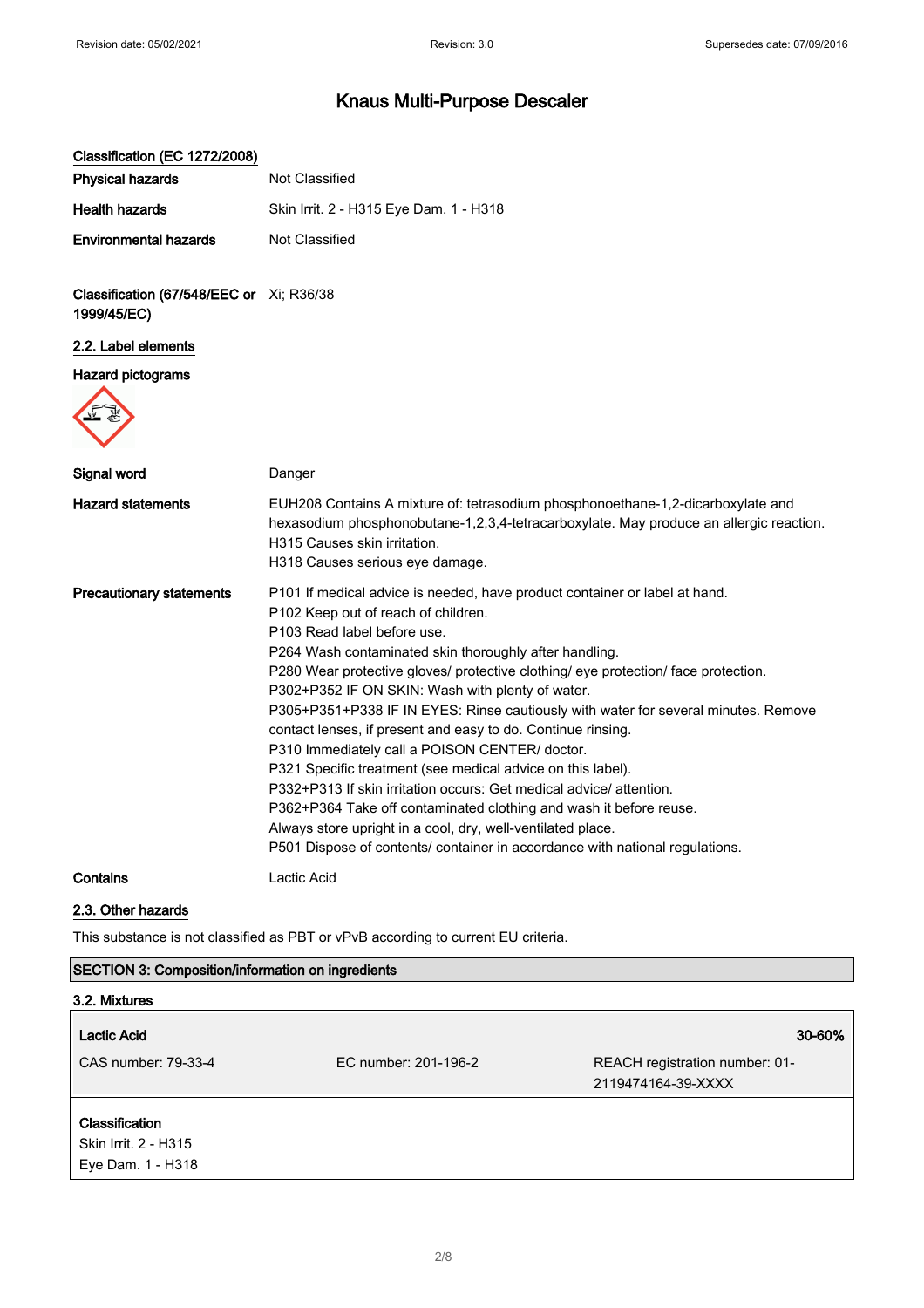# Knaus Multi-Purpose Descaler

**Classification (EC 1272/2008)**

| | |
|---|---|
| **Physical hazards** | Not Classified |
| **Health hazards** | Skin Irrit. 2 - H315 Eye Dam. 1 - H318 |
| **Environmental hazards** | Not Classified |

| | |
|---|---|
| **Classification (67/548/EEC or 1999/45/EC)** | Xi; R36/38 |

**2.2. Label elements**

**Hazard pictograms**

| | |
|---|---|
| **Signal word** | Danger |
| **Hazard statements** | EUH208 Contains A mixture of: tetrasodium phosphonoethane-1,2-dicarboxylate and hexasodium phosphonobutane-1,2,3,4-tetracarboxylate. May produce an allergic reaction.<br>H315 Causes skin irritation.<br>H318 Causes serious eye damage. |
| **Precautionary statements** | P101 If medical advice is needed, have product container or label at hand.<br>P102 Keep out of reach of children.<br>P103 Read label before use.<br>P264 Wash contaminated skin thoroughly after handling.<br>P280 Wear protective gloves/ protective clothing/ eye protection/ face protection.<br>P302+P352 IF ON SKIN: Wash with plenty of water.<br>P305+P351+P338 IF IN EYES: Rinse cautiously with water for several minutes. Remove contact lenses, if present and easy to do. Continue rinsing.<br>P310 Immediately call a POISON CENTER/ doctor.<br>P321 Specific treatment (see medical advice on this label).<br>P332+P313 If skin irritation occurs: Get medical advice/ attention.<br>P362+P364 Take off contaminated clothing and wash it before reuse.<br>Always store upright in a cool, dry, well-ventilated place.<br>P501 Dispose of contents/ container in accordance with national regulations. |
| **Contains** | Lactic Acid |

**2.3. Other hazards**

This substance is not classified as PBT or vPvB according to current EU criteria.

## SECTION 3: Composition/information on ingredients

**3.2. Mixtures**

| **Lactic Acid** | | **30-60%** |
|---|---|---|
| CAS number: 79-33-4 | EC number: 201-196-2 | REACH registration number: 01-2119474164-39-XXXX |

**Classification**
Skin Irrit. 2 - H315
Eye Dam. 1 - H318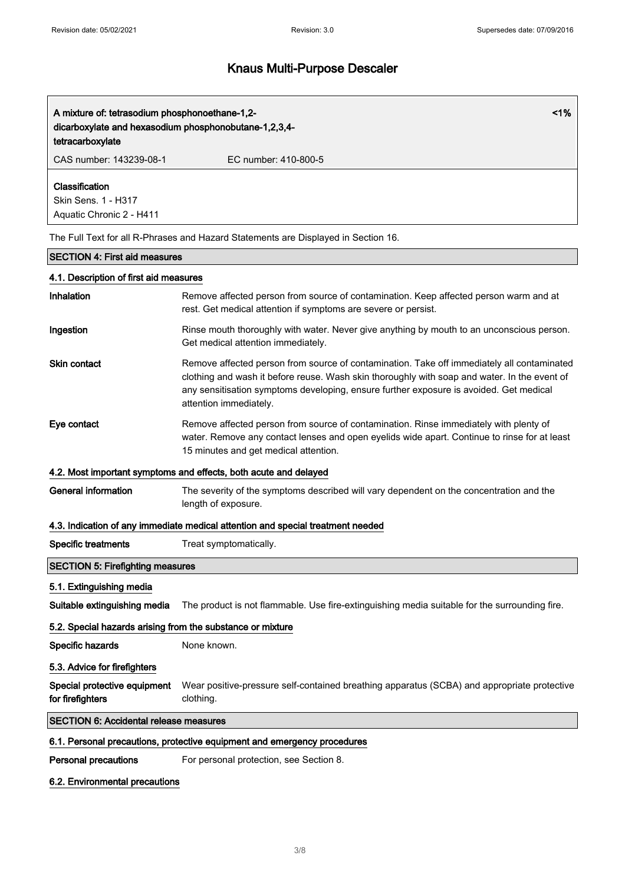| A mixture of: tetrasodium phosphonoethane-1,2-dicarboxylate and hexasodium phosphonobutane-1,2,3,4-tetracarboxylate | | <1% |
|---|---|---|
| CAS number: 143239-08-1 | EC number: 410-800-5 | |
| **Classification**<br>Skin Sens. 1 - H317<br>Aquatic Chronic 2 - H411 | | |

The Full Text for all R-Phrases and Hazard Statements are Displayed in Section 16.

## SECTION 4: First aid measures

### 4.1. Description of first aid measures

**Inhalation** Remove affected person from source of contamination. Keep affected person warm and at rest. Get medical attention if symptoms are severe or persist.

**Ingestion** Rinse mouth thoroughly with water. Never give anything by mouth to an unconscious person. Get medical attention immediately.

**Skin contact** Remove affected person from source of contamination. Take off immediately all contaminated clothing and wash it before reuse. Wash skin thoroughly with soap and water. In the event of any sensitisation symptoms developing, ensure further exposure is avoided. Get medical attention immediately.

**Eye contact** Remove affected person from source of contamination. Rinse immediately with plenty of water. Remove any contact lenses and open eyelids wide apart. Continue to rinse for at least 15 minutes and get medical attention.

### 4.2. Most important symptoms and effects, both acute and delayed

**General information** The severity of the symptoms described will vary dependent on the concentration and the length of exposure.

### 4.3. Indication of any immediate medical attention and special treatment needed

**Specific treatments** Treat symptomatically.

## SECTION 5: Firefighting measures

### 5.1. Extinguishing media

**Suitable extinguishing media** The product is not flammable. Use fire-extinguishing media suitable for the surrounding fire.

### 5.2. Special hazards arising from the substance or mixture

**Specific hazards** None known.

### 5.3. Advice for firefighters

**Special protective equipment for firefighters** Wear positive-pressure self-contained breathing apparatus (SCBA) and appropriate protective clothing.

## SECTION 6: Accidental release measures

### 6.1. Personal precautions, protective equipment and emergency procedures

**Personal precautions** For personal protection, see Section 8.

### 6.2. Environmental precautions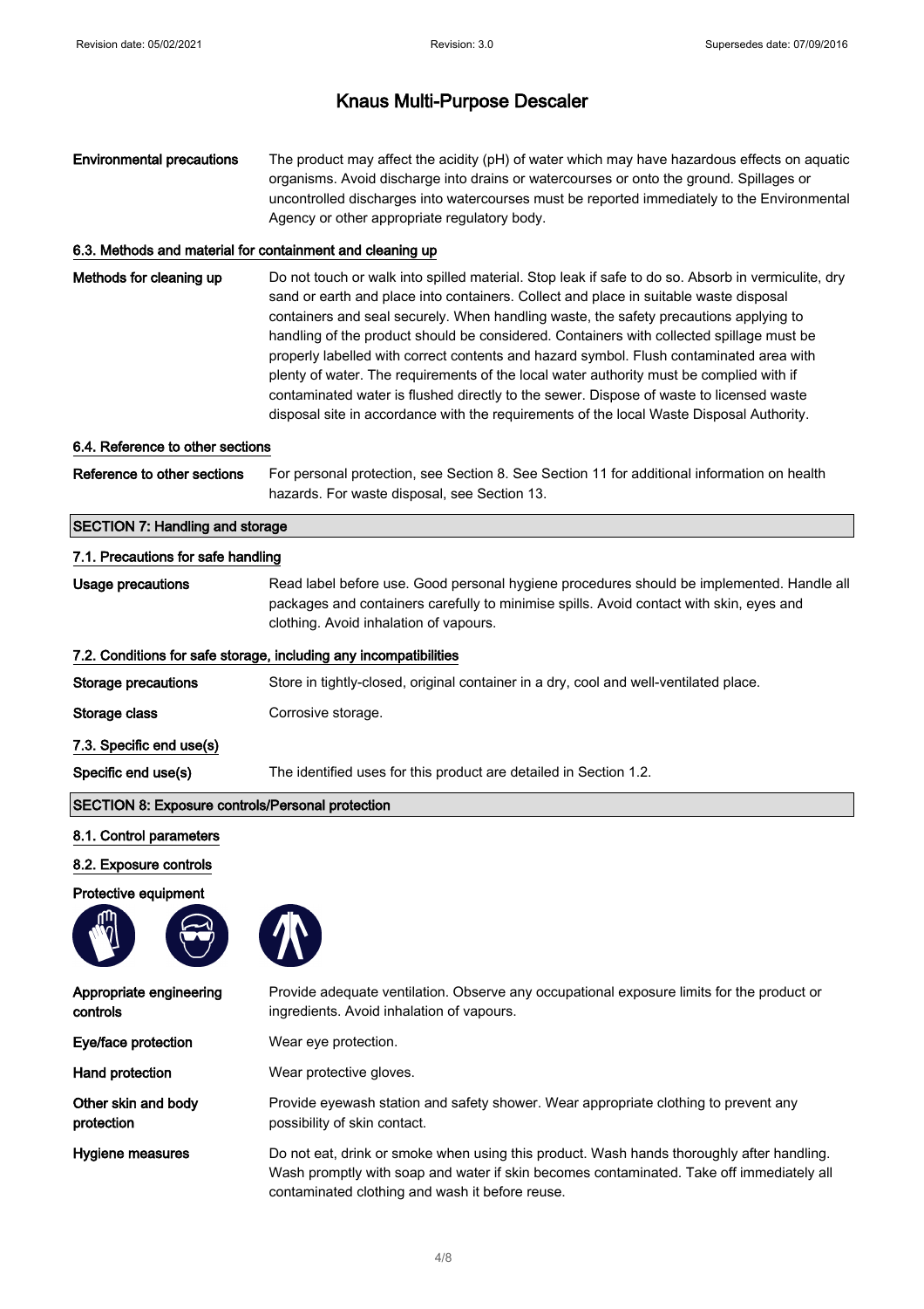# Knaus Multi-Purpose Descaler

**Environmental precautions** The product may affect the acidity (pH) of water which may have hazardous effects on aquatic organisms. Avoid discharge into drains or watercourses or onto the ground. Spillages or uncontrolled discharges into watercourses must be reported immediately to the Environmental Agency or other appropriate regulatory body.

### 6.3. Methods and material for containment and cleaning up

**Methods for cleaning up** Do not touch or walk into spilled material. Stop leak if safe to do so. Absorb in vermiculite, dry sand or earth and place into containers. Collect and place in suitable waste disposal containers and seal securely. When handling waste, the safety precautions applying to handling of the product should be considered. Containers with collected spillage must be properly labelled with correct contents and hazard symbol. Flush contaminated area with plenty of water. The requirements of the local water authority must be complied with if contaminated water is flushed directly to the sewer. Dispose of waste to licensed waste disposal site in accordance with the requirements of the local Waste Disposal Authority.

### 6.4. Reference to other sections

**Reference to other sections** For personal protection, see Section 8. See Section 11 for additional information on health hazards. For waste disposal, see Section 13.

## SECTION 7: Handling and storage

### 7.1. Precautions for safe handling

**Usage precautions** Read label before use. Good personal hygiene procedures should be implemented. Handle all packages and containers carefully to minimise spills. Avoid contact with skin, eyes and clothing. Avoid inhalation of vapours.

### 7.2. Conditions for safe storage, including any incompatibilities

**Storage precautions** Store in tightly-closed, original container in a dry, cool and well-ventilated place.

**Storage class** Corrosive storage.

### 7.3. Specific end use(s)

**Specific end use(s)** The identified uses for this product are detailed in Section 1.2.

## SECTION 8: Exposure controls/Personal protection

### 8.1. Control parameters

### 8.2. Exposure controls

**Protective equipment**

**Appropriate engineering controls** Provide adequate ventilation. Observe any occupational exposure limits for the product or ingredients. Avoid inhalation of vapours.

**Eye/face protection** Wear eye protection.

**Hand protection** Wear protective gloves.

**Other skin and body protection** Provide eyewash station and safety shower. Wear appropriate clothing to prevent any possibility of skin contact.

**Hygiene measures** Do not eat, drink or smoke when using this product. Wash hands thoroughly after handling. Wash promptly with soap and water if skin becomes contaminated. Take off immediately all contaminated clothing and wash it before reuse.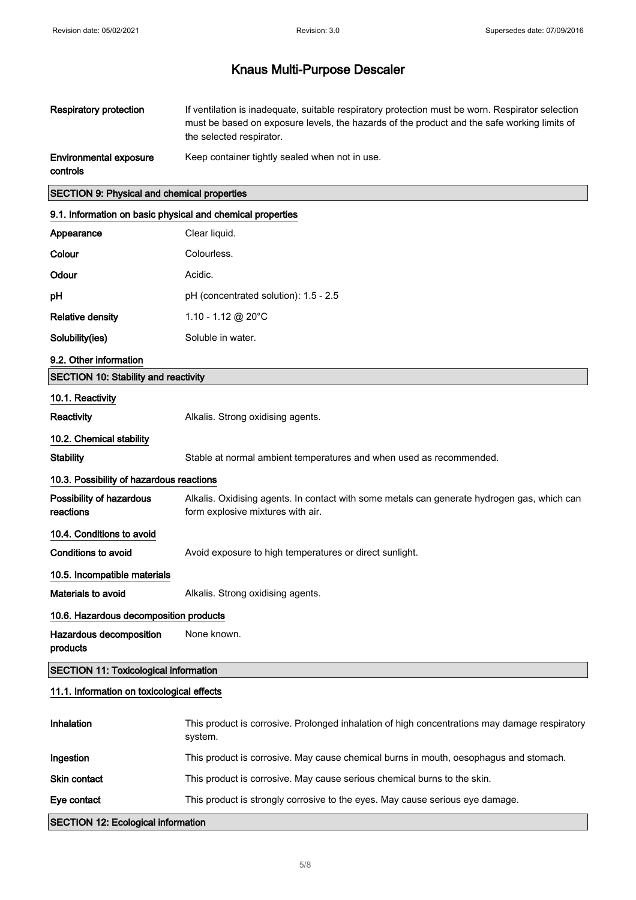| | |
|---|---|
| **Respiratory protection** | If ventilation is inadequate, suitable respiratory protection must be worn. Respirator selection must be based on exposure levels, the hazards of the product and the safe working limits of the selected respirator. |
| **Environmental exposure controls** | Keep container tightly sealed when not in use. |

## SECTION 9: Physical and chemical properties

### 9.1. Information on basic physical and chemical properties

| | |
|---|---|
| **Appearance** | Clear liquid. |
| **Colour** | Colourless. |
| **Odour** | Acidic. |
| **pH** | pH (concentrated solution): 1.5 - 2.5 |
| **Relative density** | 1.10 - 1.12 @ 20°C |
| **Solubility(ies)** | Soluble in water. |

### 9.2. Other information

## SECTION 10: Stability and reactivity

### 10.1. Reactivity

**Reactivity** Alkalis. Strong oxidising agents.

### 10.2. Chemical stability

**Stability** Stable at normal ambient temperatures and when used as recommended.

### 10.3. Possibility of hazardous reactions

**Possibility of hazardous reactions** Alkalis. Oxidising agents. In contact with some metals can generate hydrogen gas, which can form explosive mixtures with air.

### 10.4. Conditions to avoid

**Conditions to avoid** Avoid exposure to high temperatures or direct sunlight.

### 10.5. Incompatible materials

**Materials to avoid** Alkalis. Strong oxidising agents.

### 10.6. Hazardous decomposition products

**Hazardous decomposition products** None known.

## SECTION 11: Toxicological information

### 11.1. Information on toxicological effects

| | |
|---|---|
| **Inhalation** | This product is corrosive. Prolonged inhalation of high concentrations may damage respiratory system. |
| **Ingestion** | This product is corrosive. May cause chemical burns in mouth, oesophagus and stomach. |
| **Skin contact** | This product is corrosive. May cause serious chemical burns to the skin. |
| **Eye contact** | This product is strongly corrosive to the eyes. May cause serious eye damage. |

## SECTION 12: Ecological information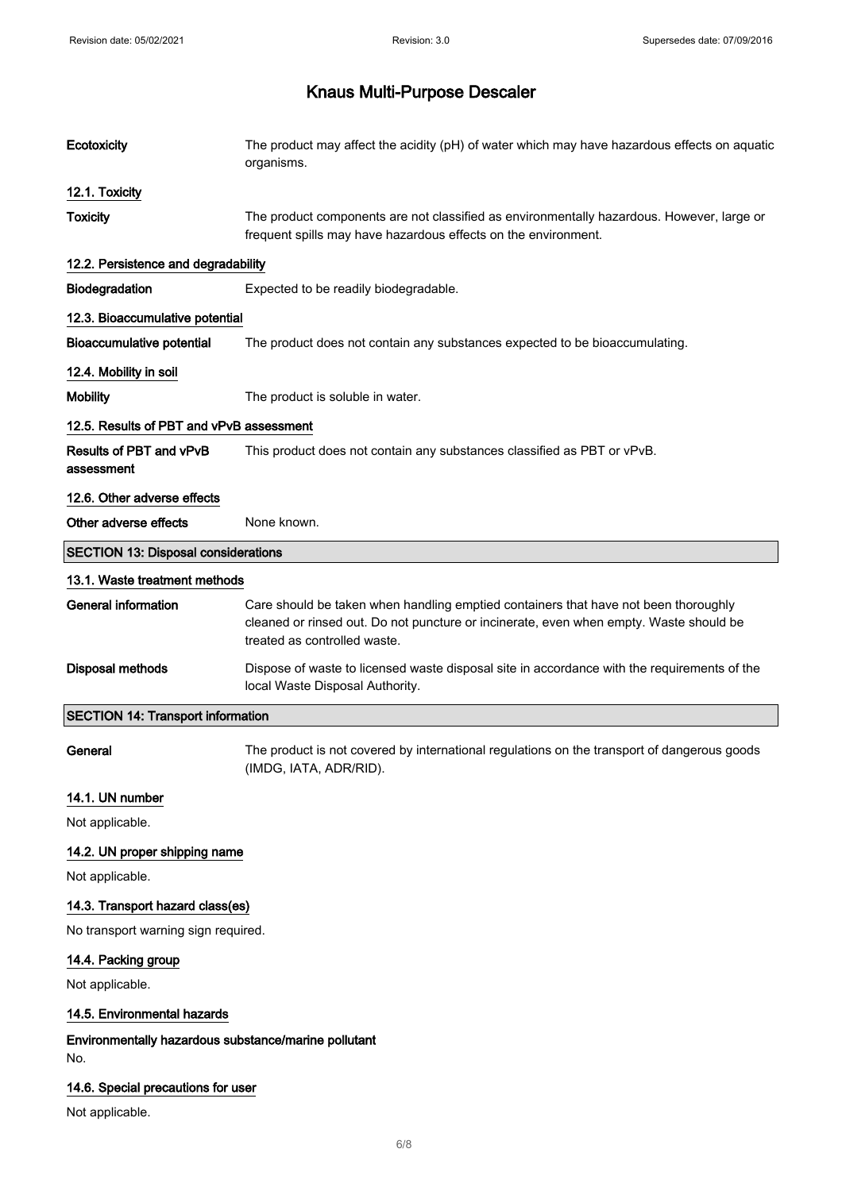| | |
|---|---|
| **Ecotoxicity** | The product may affect the acidity (pH) of water which may have hazardous effects on aquatic organisms. |

### 12.1. Toxicity

| | |
|---|---|
| **Toxicity** | The product components are not classified as environmentally hazardous. However, large or frequent spills may have hazardous effects on the environment. |

### 12.2. Persistence and degradability

| | |
|---|---|
| **Biodegradation** | Expected to be readily biodegradable. |

### 12.3. Bioaccumulative potential

| | |
|---|---|
| **Bioaccumulative potential** | The product does not contain any substances expected to be bioaccumulating. |

### 12.4. Mobility in soil

| | |
|---|---|
| **Mobility** | The product is soluble in water. |

### 12.5. Results of PBT and vPvB assessment

| | |
|---|---|
| **Results of PBT and vPvB assessment** | This product does not contain any substances classified as PBT or vPvB. |

### 12.6. Other adverse effects

| | |
|---|---|
| **Other adverse effects** | None known. |

## SECTION 13: Disposal considerations

### 13.1. Waste treatment methods

| | |
|---|---|
| **General information** | Care should be taken when handling emptied containers that have not been thoroughly cleaned or rinsed out. Do not puncture or incinerate, even when empty. Waste should be treated as controlled waste. |
| **Disposal methods** | Dispose of waste to licensed waste disposal site in accordance with the requirements of the local Waste Disposal Authority. |

## SECTION 14: Transport information

| | |
|---|---|
| **General** | The product is not covered by international regulations on the transport of dangerous goods (IMDG, IATA, ADR/RID). |

### 14.1. UN number

Not applicable.

### 14.2. UN proper shipping name

Not applicable.

### 14.3. Transport hazard class(es)

No transport warning sign required.

### 14.4. Packing group

Not applicable.

### 14.5. Environmental hazards

**Environmentally hazardous substance/marine pollutant**

No.

### 14.6. Special precautions for user

Not applicable.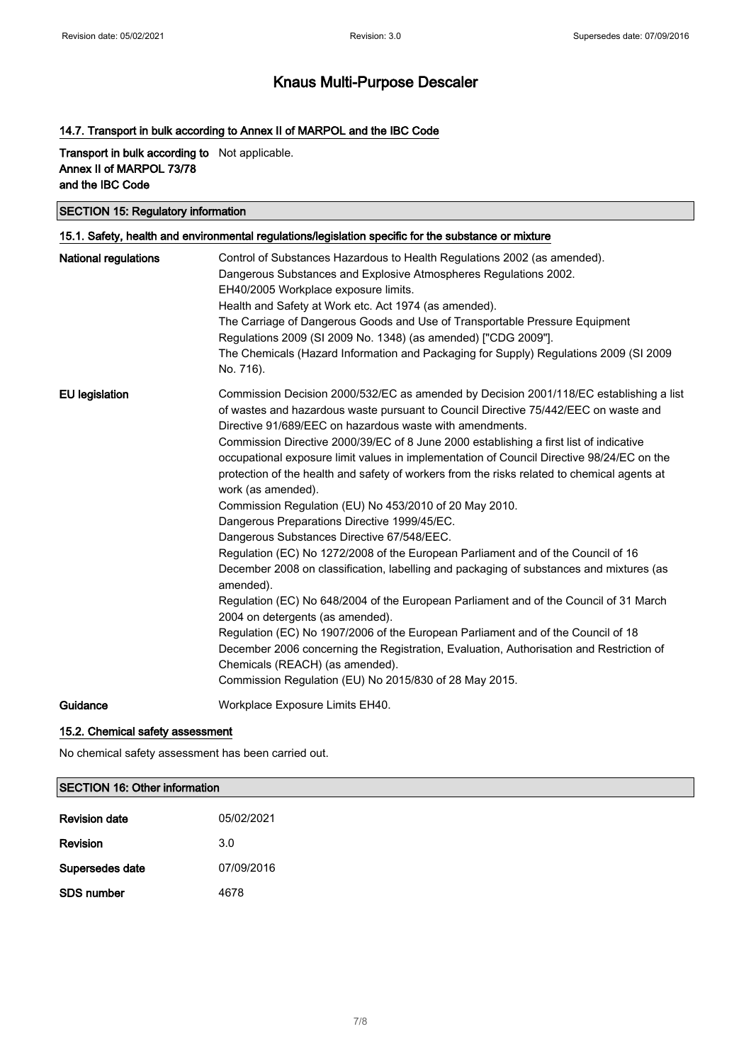# Knaus Multi-Purpose Descaler

### 14.7. Transport in bulk according to Annex II of MARPOL and the IBC Code

| | |
|---|---|
| **Transport in bulk according to Annex II of MARPOL 73/78 and the IBC Code** | Not applicable. |

## SECTION 15: Regulatory information

### 15.1. Safety, health and environmental regulations/legislation specific for the substance or mixture

**National regulations**

Control of Substances Hazardous to Health Regulations 2002 (as amended).
Dangerous Substances and Explosive Atmospheres Regulations 2002.
EH40/2005 Workplace exposure limits.
Health and Safety at Work etc. Act 1974 (as amended).
The Carriage of Dangerous Goods and Use of Transportable Pressure Equipment Regulations 2009 (SI 2009 No. 1348) (as amended) ["CDG 2009"].
The Chemicals (Hazard Information and Packaging for Supply) Regulations 2009 (SI 2009 No. 716).

**EU legislation**

Commission Decision 2000/532/EC as amended by Decision 2001/118/EC establishing a list of wastes and hazardous waste pursuant to Council Directive 75/442/EEC on waste and Directive 91/689/EEC on hazardous waste with amendments.
Commission Directive 2000/39/EC of 8 June 2000 establishing a first list of indicative occupational exposure limit values in implementation of Council Directive 98/24/EC on the protection of the health and safety of workers from the risks related to chemical agents at work (as amended).
Commission Regulation (EU) No 453/2010 of 20 May 2010.
Dangerous Preparations Directive 1999/45/EC.
Dangerous Substances Directive 67/548/EEC.
Regulation (EC) No 1272/2008 of the European Parliament and of the Council of 16 December 2008 on classification, labelling and packaging of substances and mixtures (as amended).
Regulation (EC) No 648/2004 of the European Parliament and of the Council of 31 March 2004 on detergents (as amended).
Regulation (EC) No 1907/2006 of the European Parliament and of the Council of 18 December 2006 concerning the Registration, Evaluation, Authorisation and Restriction of Chemicals (REACH) (as amended).
Commission Regulation (EU) No 2015/830 of 28 May 2015.

**Guidance**

Workplace Exposure Limits EH40.

### 15.2. Chemical safety assessment

No chemical safety assessment has been carried out.

## SECTION 16: Other information

| | |
|---|---|
| **Revision date** | 05/02/2021 |
| **Revision** | 3.0 |
| **Supersedes date** | 07/09/2016 |
| **SDS number** | 4678 |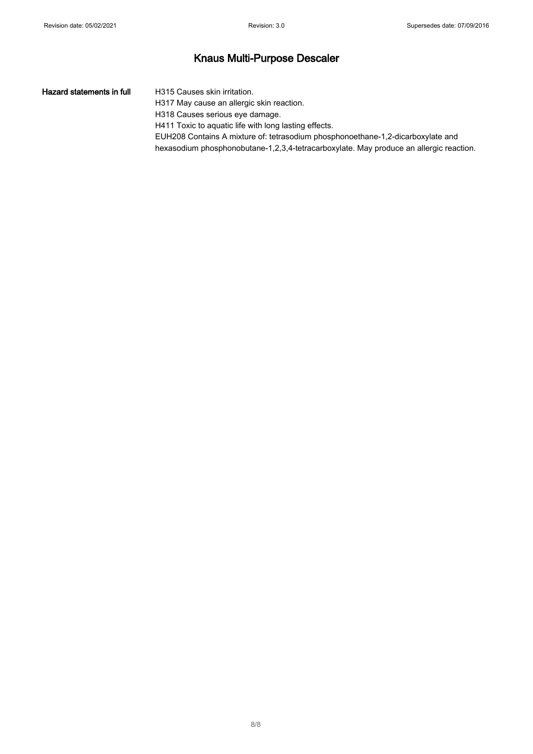**Hazard statements in full**

H315 Causes skin irritation.
H317 May cause an allergic skin reaction.
H318 Causes serious eye damage.
H411 Toxic to aquatic life with long lasting effects.
EUH208 Contains A mixture of: tetrasodium phosphonoethane-1,2-dicarboxylate and hexasodium phosphonobutane-1,2,3,4-tetracarboxylate. May produce an allergic reaction.